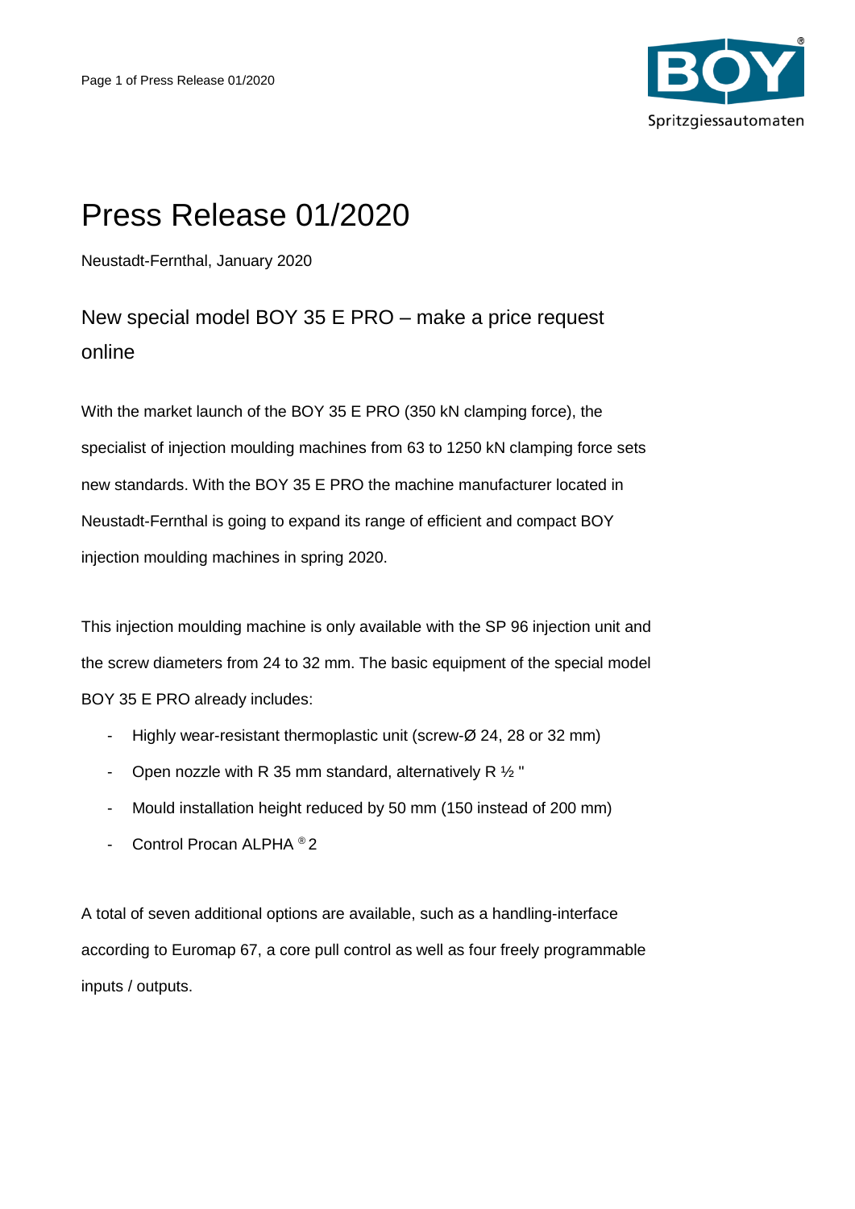# Press Release 01/2020

Neustadt-Fernthal, January 2020

## New special model BOY 35 E PRO – make a price request online

With the market launch of the BOY 35 E PRO (350 kN clamping force), the specialist of injection moulding machines from 63 to 1250 kN clamping force sets new standards. With the BOY 35 E PRO the machine manufacturer located in Neustadt-Fernthal is going to expand its range of efficient and compact BOY injection moulding machines in spring 2020.

This injection moulding machine is only available with the SP 96 injection unit and the screw diameters from 24 to 32 mm. The basic equipment of the special model BOY 35 E PRO already includes:

- Highly wear-resistant thermoplastic unit (screw-Ø 24, 28 or 32 mm)
- Open nozzle with R 35 mm standard, alternatively R ½ "
- Mould installation height reduced by 50 mm (150 instead of 200 mm)
- Control Procan ALPHA ® 2

A total of seven additional options are available, such as a handling-interface according to Euromap 67, a core pull control as well as four freely programmable inputs / outputs.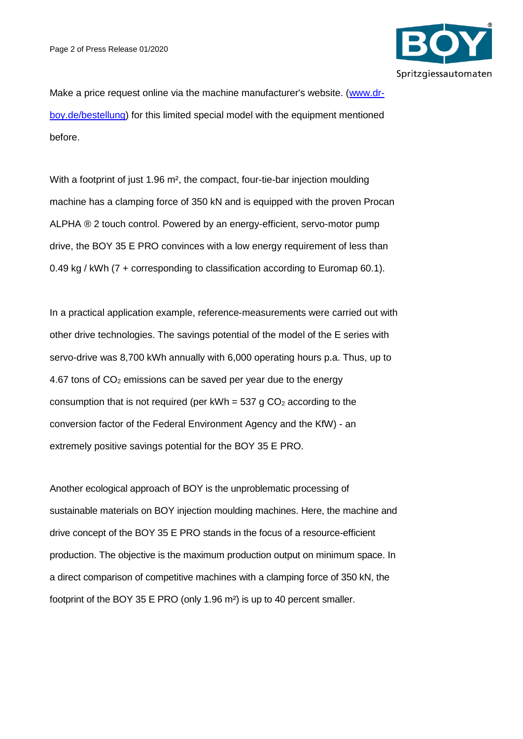Make a price request online via the machine manufacturer's website. ([www.dr-boy.de/bestellung](www.dr-boy.de/bestellung)) for this limited special model with the equipment mentioned before.

With a footprint of just 1.96 m², the compact, four-tie-bar injection moulding machine has a clamping force of 350 kN and is equipped with the proven Procan ALPHA ® 2 touch control. Powered by an energy-efficient, servo-motor pump drive, the BOY 35 E PRO convinces with a low energy requirement of less than 0.49 kg / kWh (7 + corresponding to classification according to Euromap 60.1).

In a practical application example, reference-measurements were carried out with other drive technologies. The savings potential of the model of the E series with servo-drive was 8,700 kWh annually with 6,000 operating hours p.a. Thus, up to 4.67 tons of $CO_2$ emissions can be saved per year due to the energy consumption that is not required (per kWh = 537 g $CO_2$ according to the conversion factor of the Federal Environment Agency and the KfW) - an extremely positive savings potential for the BOY 35 E PRO.

Another ecological approach of BOY is the unproblematic processing of sustainable materials on BOY injection moulding machines. Here, the machine and drive concept of the BOY 35 E PRO stands in the focus of a resource-efficient production. The objective is the maximum production output on minimum space. In a direct comparison of competitive machines with a clamping force of 350 kN, the footprint of the BOY 35 E PRO (only 1.96 m²) is up to 40 percent smaller.